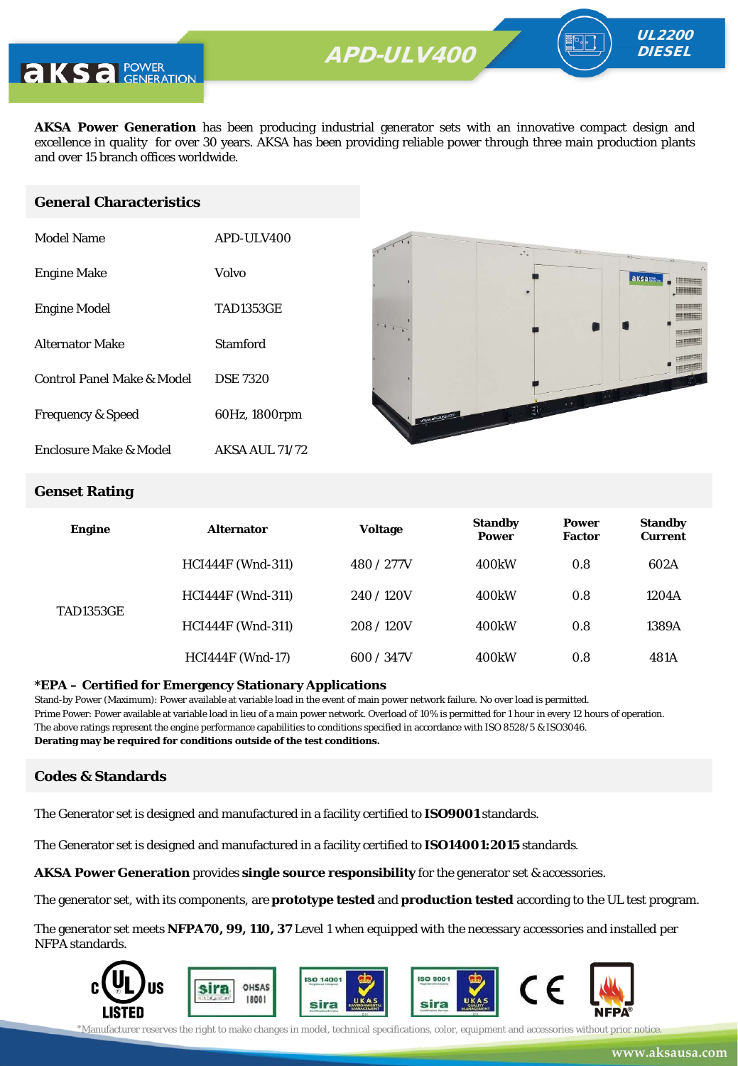# APD-ULV400

**UL2200 DIESEL**

**AKSA Power Generation** has been producing industrial generator sets with an innovative compact design and excellence in quality for over 30 years. AKSA has been providing reliable power through three main production plants and over 15 branch offices worldwide.

## General Characteristics

| | |
|---|---|
| Model Name | APD-ULV400 |
| Engine Make | Volvo |
| Engine Model | TAD1353GE |
| Alternator Make | Stamford |
| Control Panel Make & Model | DSE 7320 |
| Frequency & Speed | 60Hz, 1800rpm |
| Enclosure Make & Model | AKSA AUL 71/72 |

## Genset Rating

| Engine | Alternator | Voltage | Standby Power | Power Factor | Standby Current |
|---|---|---|---|---|---|
| TAD1353GE | HCI444F (Wnd-311) | 480 / 277V | 400kW | 0.8 | 602A |
| | HCI444F (Wnd-311) | 240 / 120V | 400kW | 0.8 | 1204A |
| | HCI444F (Wnd-311) | 208 / 120V | 400kW | 0.8 | 1389A |
| | HCI444F (Wnd-17) | 600 / 347V | 400kW | 0.8 | 481A |

**\*EPA – Certified for Emergency Stationary Applications**

Stand-by Power (Maximum): Power available at variable load in the event of main power network failure. No over load is permitted.
Prime Power: Power available at variable load in lieu of a main power network. Overload of 10% is permitted for 1 hour in every 12 hours of operation.
The above ratings represent the engine performance capabilities to conditions specified in accordance with ISO 8528/5 & ISO3046.
**Derating may be required for conditions outside of the test conditions.**

## Codes & Standards

The Generator set is designed and manufactured in a facility certified to **ISO9001** standards.

The Generator set is designed and manufactured in a facility certified to **ISO14001:2015** standards.

**AKSA Power Generation** provides **single source responsibility** for the generator set & accessories.

The generator set, with its components, are **prototype tested** and **production tested** according to the UL test program.

The generator set meets **NFPA70, 99, 110, 37** Level 1 when equipped with the necessary accessories and installed per NFPA standards.

*Manufacturer reserves the right to make changes in model, technical specifications, color, equipment and accessories without prior notice.

www.aksausa.com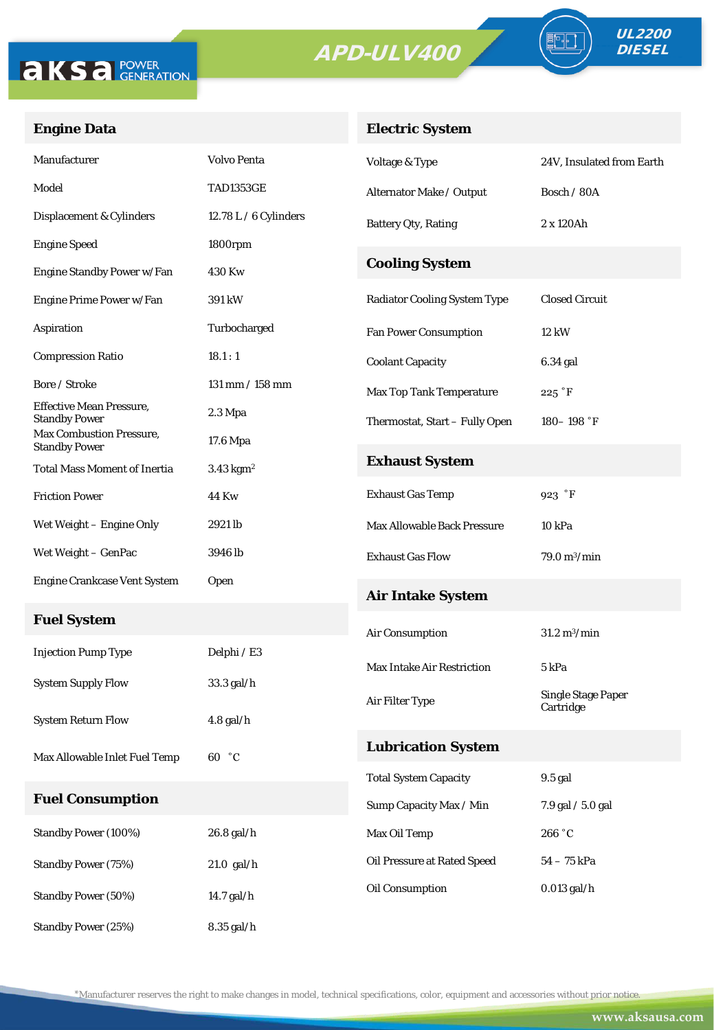**APD-ULV400**

**UL2200 DIESEL**

## Engine Data

| | |
|---|---|
| Manufacturer | Volvo Penta |
| Model | TAD1353GE |
| Displacement & Cylinders | 12.78 L / 6 Cylinders |
| Engine Speed | 1800rpm |
| Engine Standby Power w/Fan | 430 Kw |
| Engine Prime Power w/Fan | 391 kW |
| Aspiration | Turbocharged |
| Compression Ratio | 18.1 : 1 |
| Bore / Stroke | 131 mm / 158 mm |
| Effective Mean Pressure, Standby Power | 2.3 Mpa |
| Max Combustion Pressure, Standby Power | 17.6 Mpa |
| Total Mass Moment of Inertia | 3.43 $kgm^2$ |
| Friction Power | 44 Kw |
| Wet Weight – Engine Only | 2921 lb |
| Wet Weight – GenPac | 3946 lb |
| Engine Crankcase Vent System | Open |

## Fuel System

| | |
|---|---|
| Injection Pump Type | Delphi / E3 |
| System Supply Flow | 33.3 gal/h |
| System Return Flow | 4.8 gal/h |
| Max Allowable Inlet Fuel Temp | 60 ˚C |

## Fuel Consumption

| | |
|---|---|
| Standby Power (100%) | 26.8 gal/h |
| Standby Power (75%) | 21.0 gal/h |
| Standby Power (50%) | 14.7 gal/h |
| Standby Power (25%) | 8.35 gal/h |

## Electric System

| | |
|---|---|
| Voltage & Type | 24V, Insulated from Earth |
| Alternator Make / Output | Bosch / 80A |
| Battery Qty, Rating | 2 x 120Ah |

## Cooling System

| | |
|---|---|
| Radiator Cooling System Type | Closed Circuit |
| Fan Power Consumption | 12 kW |
| Coolant Capacity | 6.34 gal |
| Max Top Tank Temperature | 225 ˚F |
| Thermostat, Start – Fully Open | 180– 198 ˚F |

## Exhaust System

| | |
|---|---|
| Exhaust Gas Temp | 923 ˚F |
| Max Allowable Back Pressure | 10 kPa |
| Exhaust Gas Flow | 79.0 $m^3$/min |

## Air Intake System

| | |
|---|---|
| Air Consumption | 31.2 $m^3$/min |
| Max Intake Air Restriction | 5 kPa |
| Air Filter Type | Single Stage Paper Cartridge |

## Lubrication System

| | |
|---|---|
| Total System Capacity | 9.5 gal |
| Sump Capacity Max / Min | 7.9 gal / 5.0 gal |
| Max Oil Temp | 266 ˚C |
| Oil Pressure at Rated Speed | 54 – 75 kPa |
| Oil Consumption | 0.013 gal/h |

*Manufacturer reserves the right to make changes in model, technical specifications, color, equipment and accessories without prior notice.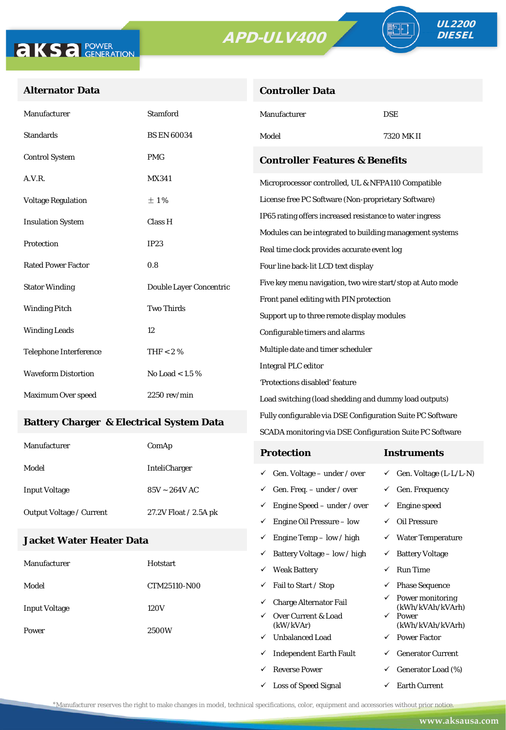aksa POWER GENERATION

# APD-ULV400

UL2200 DIESEL

## Alternator Data

| | |
|---|---|
| Manufacturer | Stamford |
| Standards | BS EN 60034 |
| Control System | PMG |
| A.V.R. | MX341 |
| Voltage Regulation | ± 1 % |
| Insulation System | Class H |
| Protection | IP23 |
| Rated Power Factor | 0.8 |
| Stator Winding | Double Layer Concentric |
| Winding Pitch | Two Thirds |
| Winding Leads | 12 |
| Telephone Interference | THF < 2 % |
| Waveform Distortion | No Load < 1.5 % |
| Maximum Over speed | 2250 rev/min |

## Battery Charger & Electrical System Data

| | |
|---|---|
| Manufacturer | ComAp |
| Model | InteliCharger |
| Input Voltage | 85V ~ 264V AC |
| Output Voltage / Current | 27.2V Float / 2.5A pk |

## Jacket Water Heater Data

| | |
|---|---|
| Manufacturer | Hotstart |
| Model | CTM25110-N00 |
| Input Voltage | 120V |
| Power | 2500W |

## Controller Data

| | |
|---|---|
| Manufacturer | DSE |
| Model | 7320 MK II |

## Controller Features & Benefits

- Microprocessor controlled, UL & NFPA110 Compatible
- License free PC Software (Non-proprietary Software)
- IP65 rating offers increased resistance to water ingress
- Modules can be integrated to building management systems
- Real time clock provides accurate event log
- Four line back-lit LCD text display
- Five key menu navigation, two wire start/stop at Auto mode
- Front panel editing with PIN protection
- Support up to three remote display modules
- Configurable timers and alarms
- Multiple date and timer scheduler
- Integral PLC editor
- 'Protections disabled' feature
- Load switching (load shedding and dummy load outputs)
- Fully configurable via DSE Configuration Suite PC Software
- SCADA monitoring via DSE Configuration Suite PC Software

| Protection | Instruments |
|---|---|
| ✓ Gen. Voltage – under / over | ✓ Gen. Voltage (L-L/L-N) |
| ✓ Gen. Freq. – under / over | ✓ Gen. Frequency |
| ✓ Engine Speed – under / over | ✓ Engine speed |
| ✓ Engine Oil Pressure – low | ✓ Oil Pressure |
| ✓ Engine Temp – low / high | ✓ Water Temperature |
| ✓ Battery Voltage – low / high | ✓ Battery Voltage |
| ✓ Weak Battery | ✓ Run Time |
| ✓ Fail to Start / Stop | ✓ Phase Sequence |
| ✓ Charge Alternator Fail | ✓ Power monitoring (kWh/kVAh/kVArh) |
| ✓ Over Current & Load (kW/kVAr) | ✓ Power (kWh/kVAh/kVArh) |
| ✓ Unbalanced Load | ✓ Power Factor |
| ✓ Independent Earth Fault | ✓ Generator Current |
| ✓ Reverse Power | ✓ Generator Load (%) |
| ✓ Loss of Speed Signal | ✓ Earth Current |

*Manufacturer reserves the right to make changes in model, technical specifications, color, equipment and accessories without prior notice.

www.aksausa.com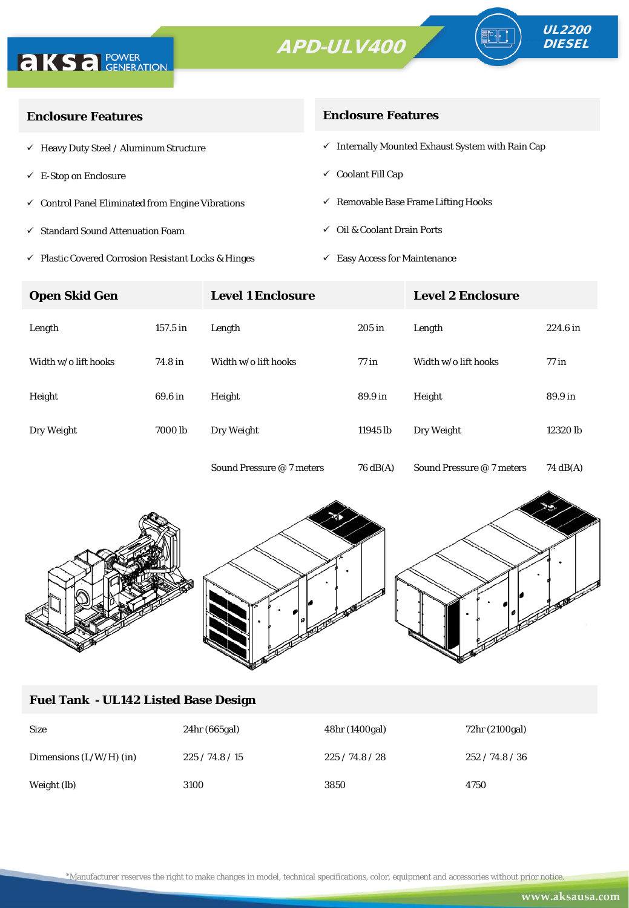**APD-ULV400**

**UL2200 DIESEL**

## Enclosure Features

- ✓ Heavy Duty Steel / Aluminum Structure
- ✓ E-Stop on Enclosure
- ✓ Control Panel Eliminated from Engine Vibrations
- ✓ Standard Sound Attenuation Foam
- ✓ Plastic Covered Corrosion Resistant Locks & Hinges

## Enclosure Features

- ✓ Internally Mounted Exhaust System with Rain Cap
- ✓ Coolant Fill Cap
- ✓ Removable Base Frame Lifting Hooks
- ✓ Oil & Coolant Drain Ports
- ✓ Easy Access for Maintenance

| Open Skid Gen | | Level 1 Enclosure | | Level 2 Enclosure | |
|---|---|---|---|---|---|
| Length | 157.5 in | Length | 205 in | Length | 224.6 in |
| Width w/o lift hooks | 74.8 in | Width w/o lift hooks | 77 in | Width w/o lift hooks | 77 in |
| Height | 69.6 in | Height | 89.9 in | Height | 89.9 in |
| Dry Weight | 7000 lb | Dry Weight | 11945 lb | Dry Weight | 12320 lb |
| | | Sound Pressure @ 7 meters | 76 dB(A) | Sound Pressure @ 7 meters | 74 dB(A) |

## Fuel Tank - UL142 Listed Base Design

| Size | 24hr (665gal) | 48hr (1400gal) | 72hr (2100gal) |
|---|---|---|---|
| Dimensions (L/W/H) (in) | 225 / 74.8 / 15 | 225 / 74.8 / 28 | 252 / 74.8 / 36 |
| Weight (lb) | 3100 | 3850 | 4750 |

*Manufacturer reserves the right to make changes in model, technical specifications, color, equipment and accessories without prior notice.

www.aksausa.com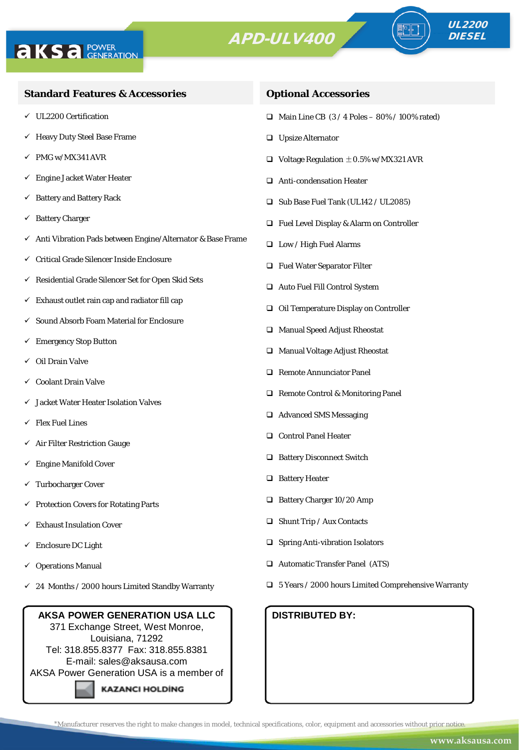aksa POWER GENERATION

APD-ULV400

UL2200 DIESEL

## Standard Features & Accessories

- ✓ UL2200 Certification
- ✓ Heavy Duty Steel Base Frame
- ✓ PMG w/MX341 AVR
- ✓ Engine Jacket Water Heater
- ✓ Battery and Battery Rack
- ✓ Battery Charger
- ✓ Anti Vibration Pads between Engine/Alternator & Base Frame
- ✓ Critical Grade Silencer Inside Enclosure
- ✓ Residential Grade Silencer Set for Open Skid Sets
- ✓ Exhaust outlet rain cap and radiator fill cap
- ✓ Sound Absorb Foam Material for Enclosure
- ✓ Emergency Stop Button
- ✓ Oil Drain Valve
- ✓ Coolant Drain Valve
- ✓ Jacket Water Heater Isolation Valves
- ✓ Flex Fuel Lines
- ✓ Air Filter Restriction Gauge
- ✓ Engine Manifold Cover
- ✓ Turbocharger Cover
- ✓ Protection Covers for Rotating Parts
- ✓ Exhaust Insulation Cover
- ✓ Enclosure DC Light
- ✓ Operations Manual
- ✓ 24 Months / 2000 hours Limited Standby Warranty

## Optional Accessories

- ❑ Main Line CB (3 / 4 Poles – 80% / 100% rated)
- ❑ Upsize Alternator
- ❑ Voltage Regulation ±0.5% w/MX321 AVR
- ❑ Anti-condensation Heater
- ❑ Sub Base Fuel Tank (UL142 / UL2085)
- ❑ Fuel Level Display & Alarm on Controller
- ❑ Low / High Fuel Alarms
- ❑ Fuel Water Separator Filter
- ❑ Auto Fuel Fill Control System
- ❑ Oil Temperature Display on Controller
- ❑ Manual Speed Adjust Rheostat
- ❑ Manual Voltage Adjust Rheostat
- ❑ Remote Annunciator Panel
- ❑ Remote Control & Monitoring Panel
- ❑ Advanced SMS Messaging
- ❑ Control Panel Heater
- ❑ Battery Disconnect Switch
- ❑ Battery Heater
- ❑ Battery Charger 10/20 Amp
- ❑ Shunt Trip / Aux Contacts
- ❑ Spring Anti-vibration Isolators
- ❑ Automatic Transfer Panel (ATS)
- ❑ 5 Years / 2000 hours Limited Comprehensive Warranty

**AKSA POWER GENERATION USA LLC**
371 Exchange Street, West Monroe,
Louisiana, 71292
Tel: 318.855.8377 Fax: 318.855.8381
E-mail: sales@aksausa.com
AKSA Power Generation USA is a member of
KAZANCI HOLDİNG

**DISTRIBUTED BY:**

*Manufacturer reserves the right to make changes in model, technical specifications, color, equipment and accessories without prior notice.

www.aksausa.com